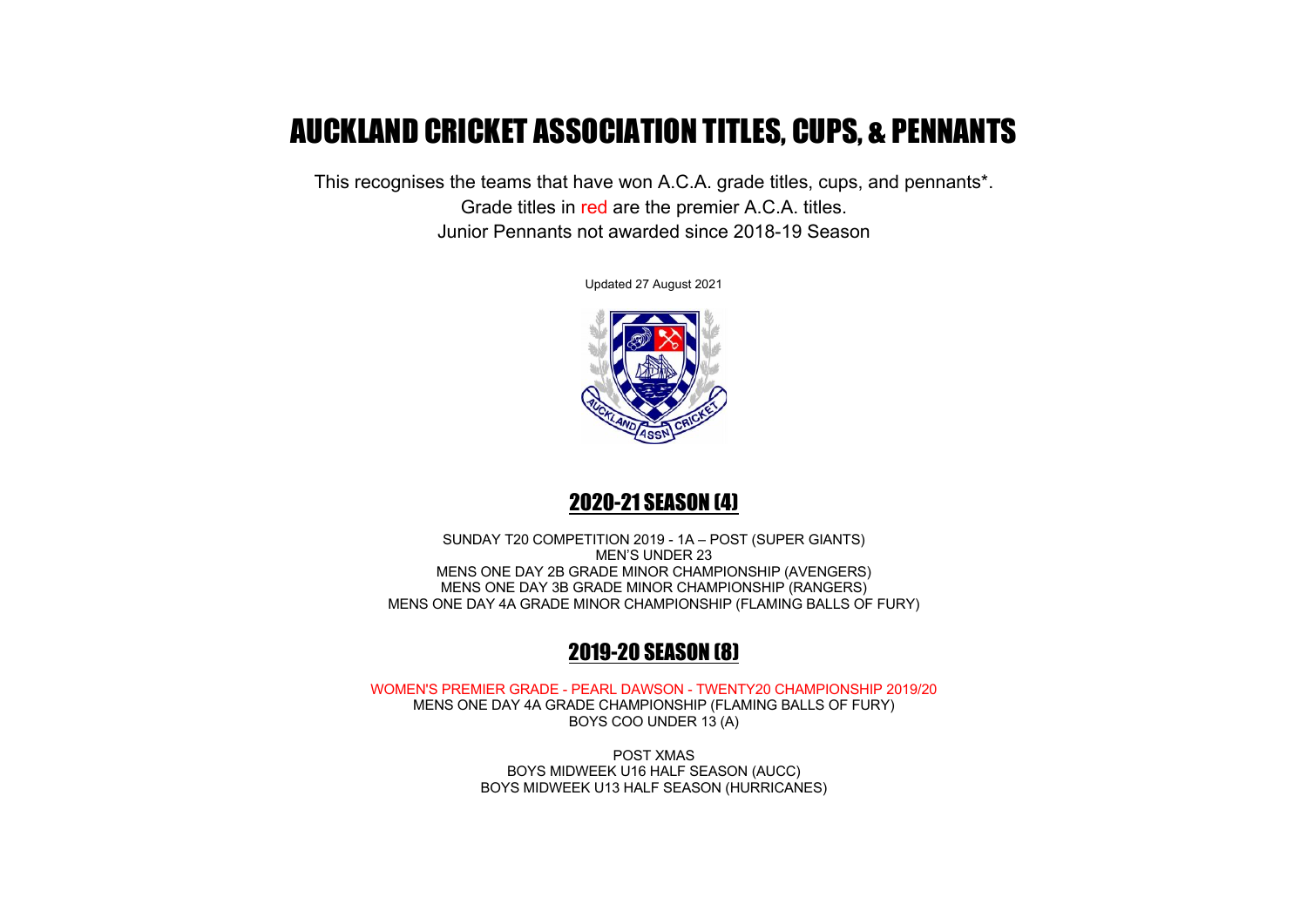# AUCKLAND CRICKET ASSOCIATION TITLES, CUPS, & PENNANTS

This recognises the teams that have won A.C.A. grade titles, cups, and pennants*.
Grade titles in red are the premier A.C.A. titles.
Junior Pennants not awarded since 2018-19 Season

Updated 27 August 2021

## 2020-21 SEASON (4)

SUNDAY T20 COMPETITION 2019 - 1A – POST (SUPER GIANTS)
MEN'S UNDER 23
MENS ONE DAY 2B GRADE MINOR CHAMPIONSHIP (AVENGERS)
MENS ONE DAY 3B GRADE MINOR CHAMPIONSHIP (RANGERS)
MENS ONE DAY 4A GRADE MINOR CHAMPIONSHIP (FLAMING BALLS OF FURY)

## 2019-20 SEASON (8)

WOMEN'S PREMIER GRADE - PEARL DAWSON - TWENTY20 CHAMPIONSHIP 2019/20
MENS ONE DAY 4A GRADE CHAMPIONSHIP (FLAMING BALLS OF FURY)
BOYS COO UNDER 13 (A)

POST XMAS
BOYS MIDWEEK U16 HALF SEASON (AUCC)
BOYS MIDWEEK U13 HALF SEASON (HURRICANES)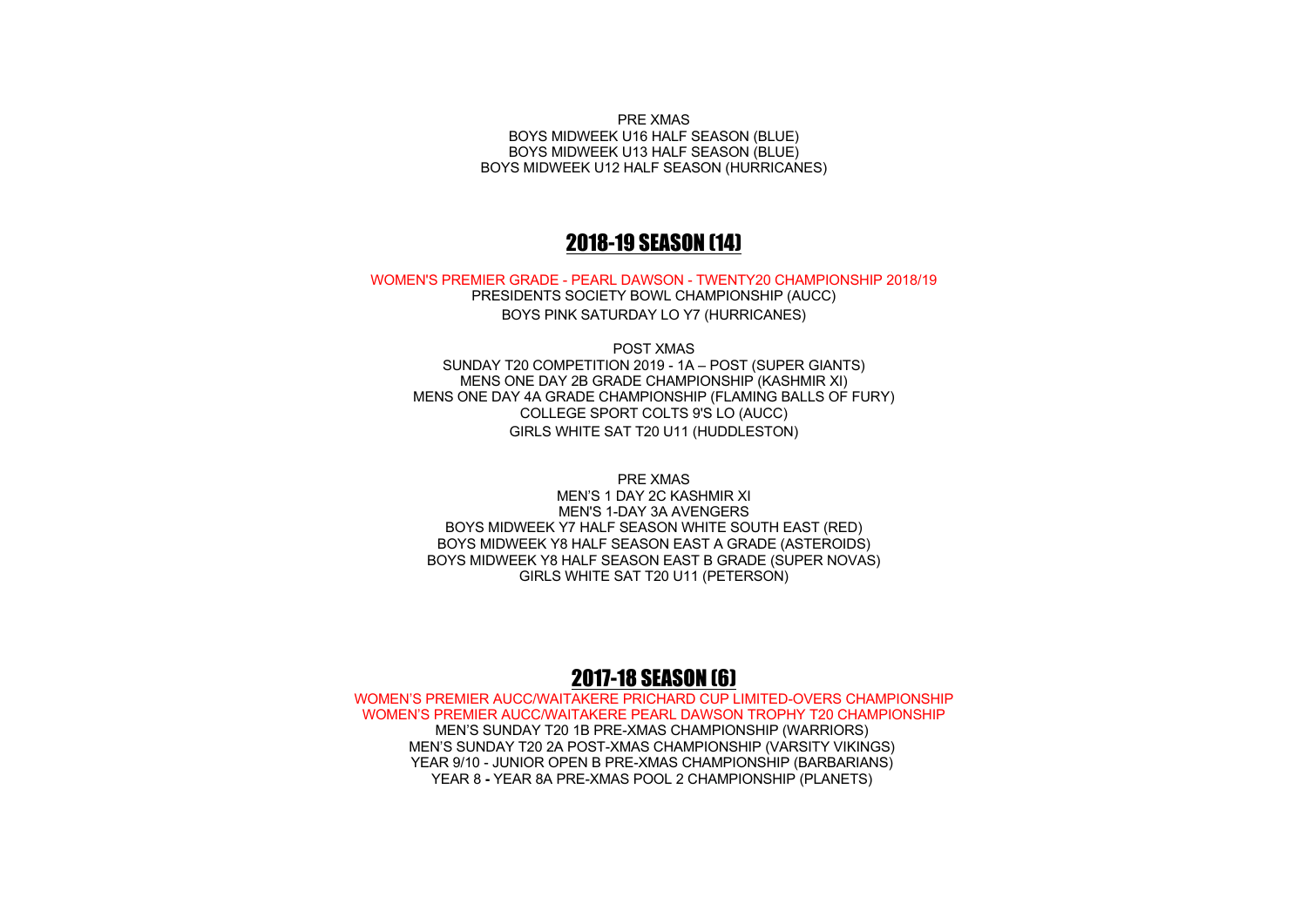PRE XMAS
BOYS MIDWEEK U16 HALF SEASON (BLUE)
BOYS MIDWEEK U13 HALF SEASON (BLUE)
BOYS MIDWEEK U12 HALF SEASON (HURRICANES)

## 2018-19 SEASON (14)

WOMEN'S PREMIER GRADE - PEARL DAWSON - TWENTY20 CHAMPIONSHIP 2018/19
PRESIDENTS SOCIETY BOWL CHAMPIONSHIP (AUCC)
BOYS PINK SATURDAY LO Y7 (HURRICANES)

POST XMAS
SUNDAY T20 COMPETITION 2019 - 1A – POST (SUPER GIANTS)
MENS ONE DAY 2B GRADE CHAMPIONSHIP (KASHMIR XI)
MENS ONE DAY 4A GRADE CHAMPIONSHIP (FLAMING BALLS OF FURY)
COLLEGE SPORT COLTS 9'S LO (AUCC)
GIRLS WHITE SAT T20 U11 (HUDDLESTON)

PRE XMAS
MEN'S 1 DAY 2C KASHMIR XI
MEN'S 1-DAY 3A AVENGERS
BOYS MIDWEEK Y7 HALF SEASON WHITE SOUTH EAST (RED)
BOYS MIDWEEK Y8 HALF SEASON EAST A GRADE (ASTEROIDS)
BOYS MIDWEEK Y8 HALF SEASON EAST B GRADE (SUPER NOVAS)
GIRLS WHITE SAT T20 U11 (PETERSON)

## 2017-18 SEASON (6)

WOMEN'S PREMIER AUCC/WAITAKERE PRICHARD CUP LIMITED-OVERS CHAMPIONSHIP
WOMEN'S PREMIER AUCC/WAITAKERE PEARL DAWSON TROPHY T20 CHAMPIONSHIP
MEN'S SUNDAY T20 1B PRE-XMAS CHAMPIONSHIP (WARRIORS)
MEN'S SUNDAY T20 2A POST-XMAS CHAMPIONSHIP (VARSITY VIKINGS)
YEAR 9/10 - JUNIOR OPEN B PRE-XMAS CHAMPIONSHIP (BARBARIANS)
YEAR 8 - YEAR 8A PRE-XMAS POOL 2 CHAMPIONSHIP (PLANETS)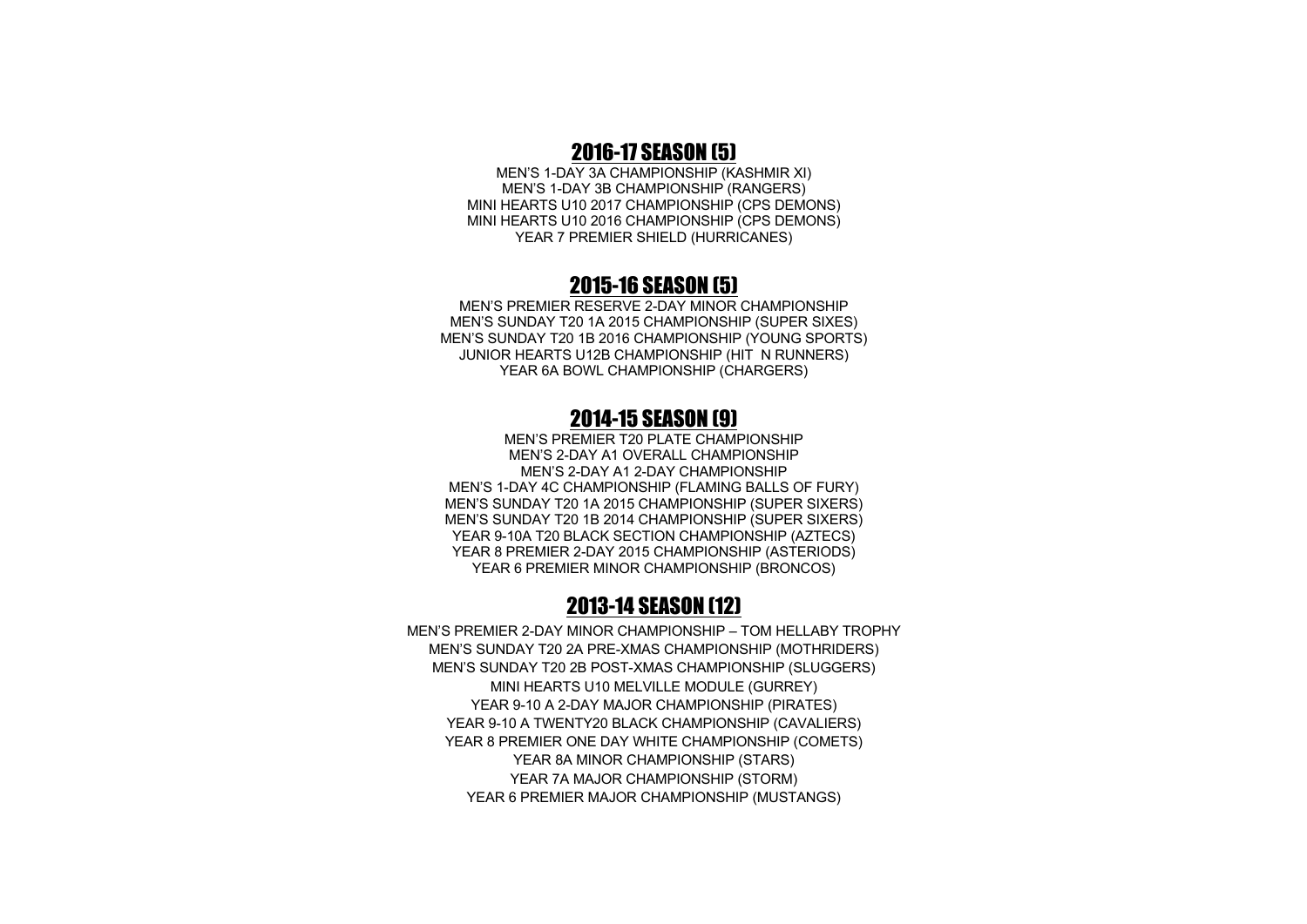## 2016-17 SEASON (5)

MEN’S 1-DAY 3A CHAMPIONSHIP (KASHMIR XI)
MEN’S 1-DAY 3B CHAMPIONSHIP (RANGERS)
MINI HEARTS U10 2017 CHAMPIONSHIP (CPS DEMONS)
MINI HEARTS U10 2016 CHAMPIONSHIP (CPS DEMONS)
YEAR 7 PREMIER SHIELD (HURRICANES)

## 2015-16 SEASON (5)

MEN’S PREMIER RESERVE 2-DAY MINOR CHAMPIONSHIP
MEN’S SUNDAY T20 1A 2015 CHAMPIONSHIP (SUPER SIXES)
MEN’S SUNDAY T20 1B 2016 CHAMPIONSHIP (YOUNG SPORTS)
JUNIOR HEARTS U12B CHAMPIONSHIP (HIT N RUNNERS)
YEAR 6A BOWL CHAMPIONSHIP (CHARGERS)

## 2014-15 SEASON (9)

MEN’S PREMIER T20 PLATE CHAMPIONSHIP
MEN’S 2-DAY A1 OVERALL CHAMPIONSHIP
MEN’S 2-DAY A1 2-DAY CHAMPIONSHIP
MEN’S 1-DAY 4C CHAMPIONSHIP (FLAMING BALLS OF FURY)
MEN’S SUNDAY T20 1A 2015 CHAMPIONSHIP (SUPER SIXERS)
MEN’S SUNDAY T20 1B 2014 CHAMPIONSHIP (SUPER SIXERS)
YEAR 9-10A T20 BLACK SECTION CHAMPIONSHIP (AZTECS)
YEAR 8 PREMIER 2-DAY 2015 CHAMPIONSHIP (ASTERIODS)
YEAR 6 PREMIER MINOR CHAMPIONSHIP (BRONCOS)

## 2013-14 SEASON (12)

MEN’S PREMIER 2-DAY MINOR CHAMPIONSHIP – TOM HELLABY TROPHY
MEN’S SUNDAY T20 2A PRE-XMAS CHAMPIONSHIP (MOTHRIDERS)
MEN’S SUNDAY T20 2B POST-XMAS CHAMPIONSHIP (SLUGGERS)
MINI HEARTS U10 MELVILLE MODULE (GURREY)
YEAR 9-10 A 2-DAY MAJOR CHAMPIONSHIP (PIRATES)
YEAR 9-10 A TWENTY20 BLACK CHAMPIONSHIP (CAVALIERS)
YEAR 8 PREMIER ONE DAY WHITE CHAMPIONSHIP (COMETS)
YEAR 8A MINOR CHAMPIONSHIP (STARS)
YEAR 7A MAJOR CHAMPIONSHIP (STORM)
YEAR 6 PREMIER MAJOR CHAMPIONSHIP (MUSTANGS)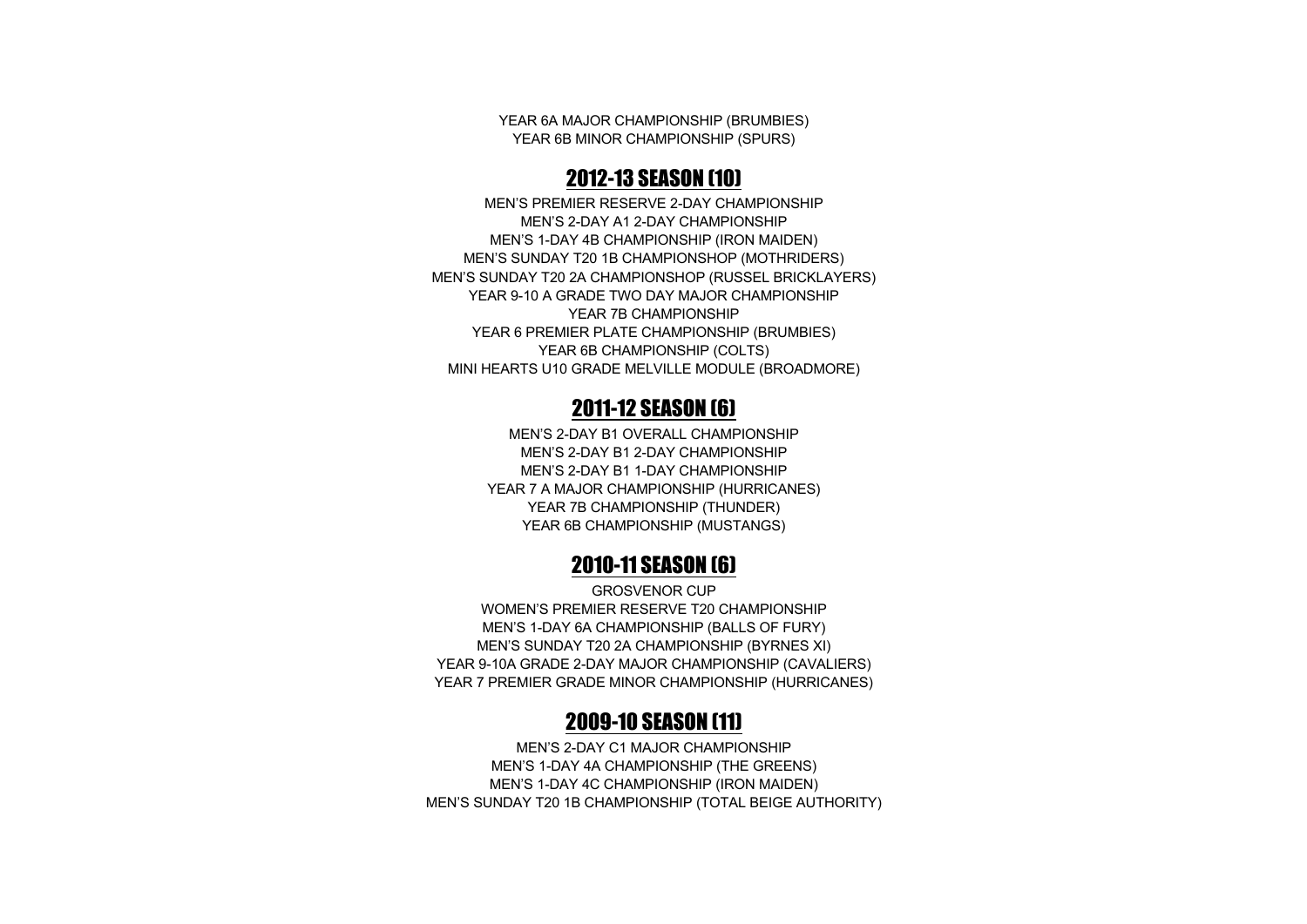YEAR 6A MAJOR CHAMPIONSHIP (BRUMBIES)
YEAR 6B MINOR CHAMPIONSHIP (SPURS)

## 2012-13 SEASON (10)

MEN'S PREMIER RESERVE 2-DAY CHAMPIONSHIP
MEN'S 2-DAY A1 2-DAY CHAMPIONSHIP
MEN'S 1-DAY 4B CHAMPIONSHIP (IRON MAIDEN)
MEN'S SUNDAY T20 1B CHAMPIONSHOP (MOTHRIDERS)
MEN'S SUNDAY T20 2A CHAMPIONSHOP (RUSSEL BRICKLAYERS)
YEAR 9-10 A GRADE TWO DAY MAJOR CHAMPIONSHIP
YEAR 7B CHAMPIONSHIP
YEAR 6 PREMIER PLATE CHAMPIONSHIP (BRUMBIES)
YEAR 6B CHAMPIONSHIP (COLTS)
MINI HEARTS U10 GRADE MELVILLE MODULE (BROADMORE)

## 2011-12 SEASON (6)

MEN'S 2-DAY B1 OVERALL CHAMPIONSHIP
MEN'S 2-DAY B1 2-DAY CHAMPIONSHIP
MEN'S 2-DAY B1 1-DAY CHAMPIONSHIP
YEAR 7 A MAJOR CHAMPIONSHIP (HURRICANES)
YEAR 7B CHAMPIONSHIP (THUNDER)
YEAR 6B CHAMPIONSHIP (MUSTANGS)

## 2010-11 SEASON (6)

GROSVENOR CUP
WOMEN'S PREMIER RESERVE T20 CHAMPIONSHIP
MEN'S 1-DAY 6A CHAMPIONSHIP (BALLS OF FURY)
MEN'S SUNDAY T20 2A CHAMPIONSHIP (BYRNES XI)
YEAR 9-10A GRADE 2-DAY MAJOR CHAMPIONSHIP (CAVALIERS)
YEAR 7 PREMIER GRADE MINOR CHAMPIONSHIP (HURRICANES)

## 2009-10 SEASON (11)

MEN'S 2-DAY C1 MAJOR CHAMPIONSHIP
MEN'S 1-DAY 4A CHAMPIONSHIP (THE GREENS)
MEN'S 1-DAY 4C CHAMPIONSHIP (IRON MAIDEN)
MEN'S SUNDAY T20 1B CHAMPIONSHIP (TOTAL BEIGE AUTHORITY)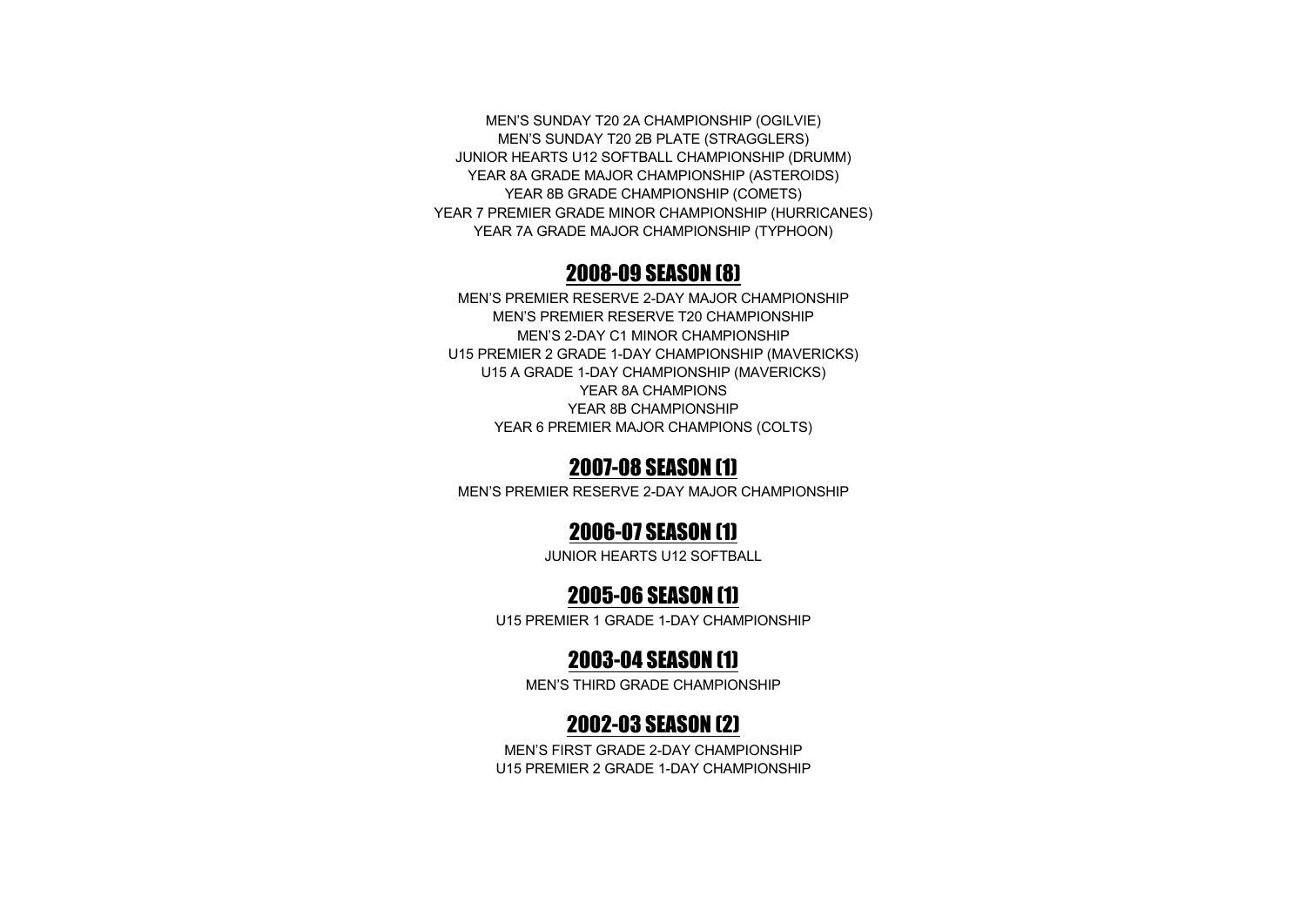MEN'S SUNDAY T20 2A CHAMPIONSHIP (OGILVIE)
MEN'S SUNDAY T20 2B PLATE (STRAGGLERS)
JUNIOR HEARTS U12 SOFTBALL CHAMPIONSHIP (DRUMM)
YEAR 8A GRADE MAJOR CHAMPIONSHIP (ASTEROIDS)
YEAR 8B GRADE CHAMPIONSHIP (COMETS)
YEAR 7 PREMIER GRADE MINOR CHAMPIONSHIP (HURRICANES)
YEAR 7A GRADE MAJOR CHAMPIONSHIP (TYPHOON)

## 2008-09 SEASON (8)

MEN'S PREMIER RESERVE 2-DAY MAJOR CHAMPIONSHIP
MEN'S PREMIER RESERVE T20 CHAMPIONSHIP
MEN'S 2-DAY C1 MINOR CHAMPIONSHIP
U15 PREMIER 2 GRADE 1-DAY CHAMPIONSHIP (MAVERICKS)
U15 A GRADE 1-DAY CHAMPIONSHIP (MAVERICKS)
YEAR 8A CHAMPIONS
YEAR 8B CHAMPIONSHIP
YEAR 6 PREMIER MAJOR CHAMPIONS (COLTS)

## 2007-08 SEASON (1)

MEN'S PREMIER RESERVE 2-DAY MAJOR CHAMPIONSHIP

## 2006-07 SEASON (1)

JUNIOR HEARTS U12 SOFTBALL

## 2005-06 SEASON (1)

U15 PREMIER 1 GRADE 1-DAY CHAMPIONSHIP

## 2003-04 SEASON (1)

MEN'S THIRD GRADE CHAMPIONSHIP

## 2002-03 SEASON (2)

MEN'S FIRST GRADE 2-DAY CHAMPIONSHIP
U15 PREMIER 2 GRADE 1-DAY CHAMPIONSHIP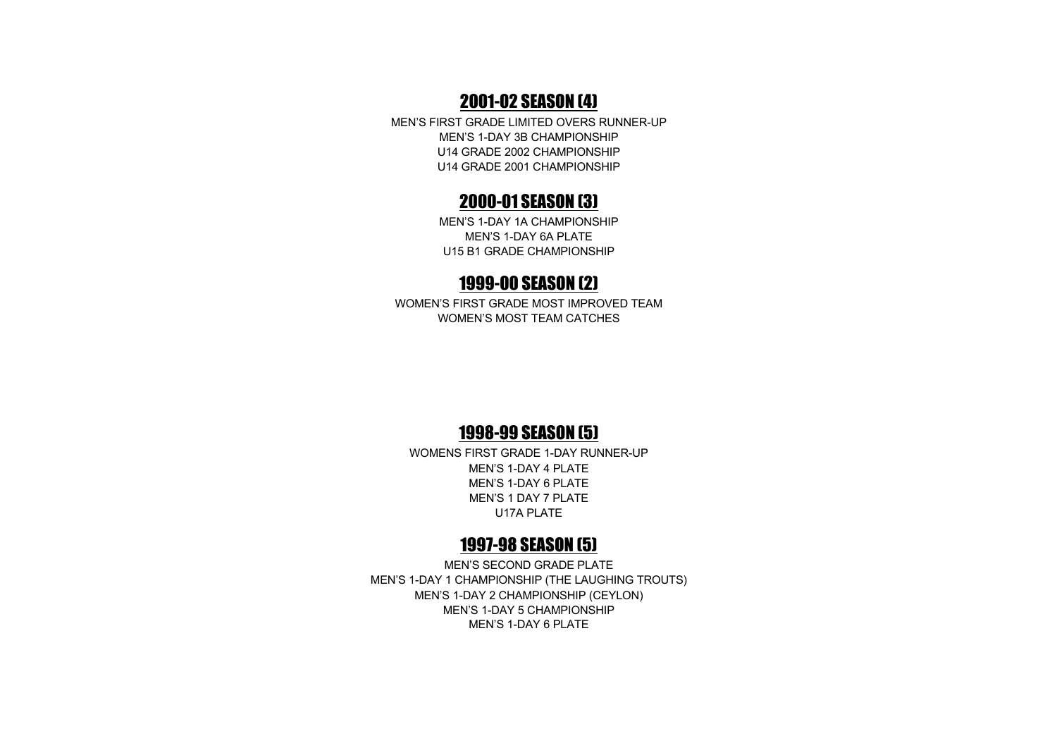## 2001-02 SEASON (4)

MEN'S FIRST GRADE LIMITED OVERS RUNNER-UP
MEN'S 1-DAY 3B CHAMPIONSHIP
U14 GRADE 2002 CHAMPIONSHIP
U14 GRADE 2001 CHAMPIONSHIP

## 2000-01 SEASON (3)

MEN'S 1-DAY 1A CHAMPIONSHIP
MEN'S 1-DAY 6A PLATE
U15 B1 GRADE CHAMPIONSHIP

## 1999-00 SEASON (2)

WOMEN'S FIRST GRADE MOST IMPROVED TEAM
WOMEN'S MOST TEAM CATCHES

## 1998-99 SEASON (5)

WOMENS FIRST GRADE 1-DAY RUNNER-UP
MEN'S 1-DAY 4 PLATE
MEN'S 1-DAY 6 PLATE
MEN'S 1 DAY 7 PLATE
U17A PLATE

## 1997-98 SEASON (5)

MEN'S SECOND GRADE PLATE
MEN'S 1-DAY 1 CHAMPIONSHIP (THE LAUGHING TROUTS)
MEN'S 1-DAY 2 CHAMPIONSHIP (CEYLON)
MEN'S 1-DAY 5 CHAMPIONSHIP
MEN'S 1-DAY 6 PLATE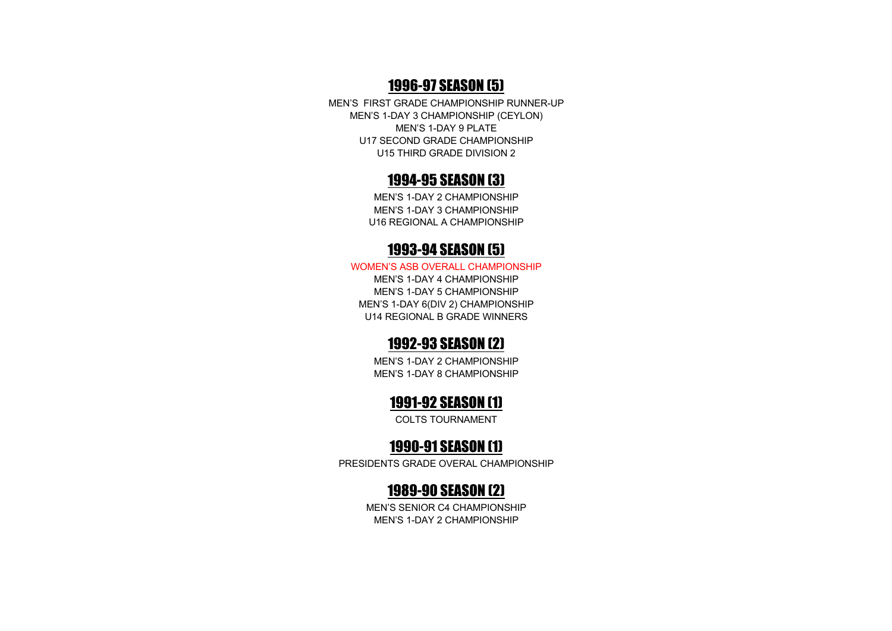## 1996-97 SEASON (5)

MEN'S  FIRST GRADE CHAMPIONSHIP RUNNER-UP
MEN'S 1-DAY 3 CHAMPIONSHIP (CEYLON)
MEN'S 1-DAY 9 PLATE
U17 SECOND GRADE CHAMPIONSHIP
U15 THIRD GRADE DIVISION 2

## 1994-95 SEASON (3)

MEN'S 1-DAY 2 CHAMPIONSHIP
MEN'S 1-DAY 3 CHAMPIONSHIP
U16 REGIONAL A CHAMPIONSHIP

## 1993-94 SEASON (5)

WOMEN'S ASB OVERALL CHAMPIONSHIP
MEN'S 1-DAY 4 CHAMPIONSHIP
MEN'S 1-DAY 5 CHAMPIONSHIP
MEN'S 1-DAY 6(DIV 2) CHAMPIONSHIP
U14 REGIONAL B GRADE WINNERS

## 1992-93 SEASON (2)

MEN'S 1-DAY 2 CHAMPIONSHIP
MEN'S 1-DAY 8 CHAMPIONSHIP

## 1991-92 SEASON (1)

COLTS TOURNAMENT

## 1990-91 SEASON (1)

PRESIDENTS GRADE OVERAL CHAMPIONSHIP

## 1989-90 SEASON (2)

MEN'S SENIOR C4 CHAMPIONSHIP
MEN'S 1-DAY 2 CHAMPIONSHIP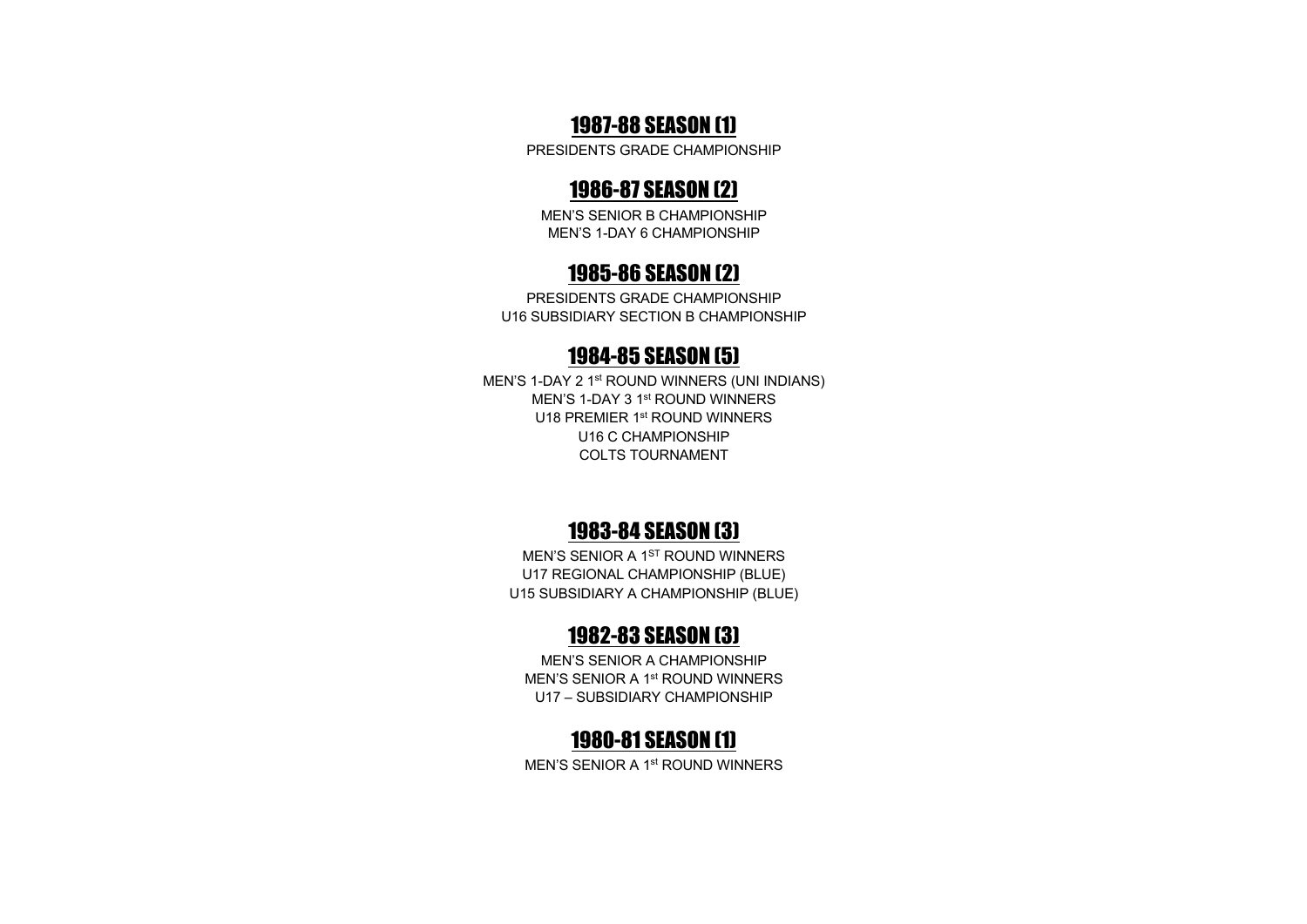## 1987-88 SEASON (1)

PRESIDENTS GRADE CHAMPIONSHIP

## 1986-87 SEASON (2)

MEN'S SENIOR B CHAMPIONSHIP
MEN'S 1-DAY 6 CHAMPIONSHIP

## 1985-86 SEASON (2)

PRESIDENTS GRADE CHAMPIONSHIP
U16 SUBSIDIARY SECTION B CHAMPIONSHIP

## 1984-85 SEASON (5)

MEN'S 1-DAY 2 1st ROUND WINNERS (UNI INDIANS)
MEN'S 1-DAY 3 1st ROUND WINNERS
U18 PREMIER 1st ROUND WINNERS
U16 C CHAMPIONSHIP
COLTS TOURNAMENT

## 1983-84 SEASON (3)

MEN'S SENIOR A 1ST ROUND WINNERS
U17 REGIONAL CHAMPIONSHIP (BLUE)
U15 SUBSIDIARY A CHAMPIONSHIP (BLUE)

## 1982-83 SEASON (3)

MEN'S SENIOR A CHAMPIONSHIP
MEN'S SENIOR A 1st ROUND WINNERS
U17 – SUBSIDIARY CHAMPIONSHIP

## 1980-81 SEASON (1)

MEN'S SENIOR A 1st ROUND WINNERS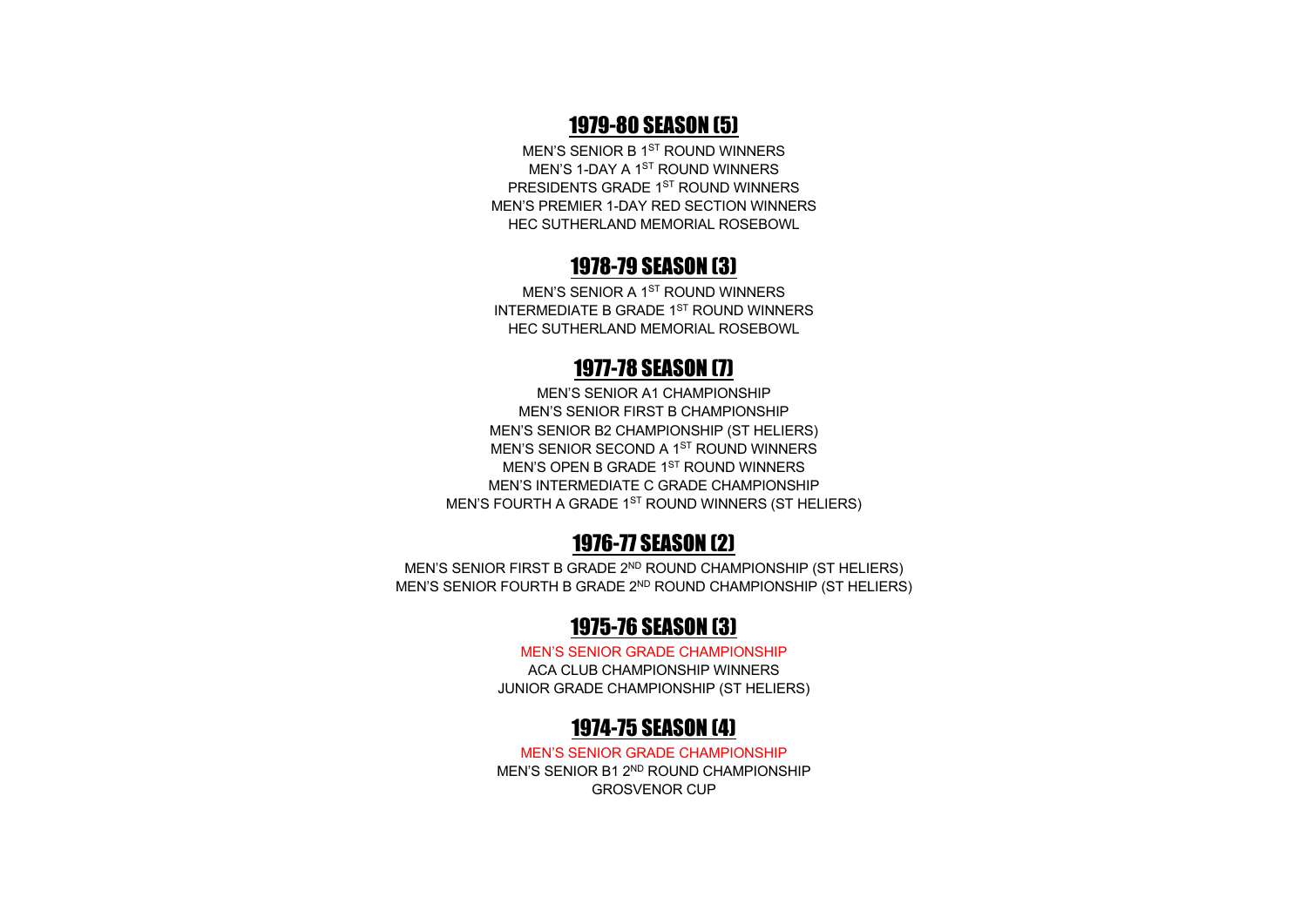## 1979-80 SEASON (5)

MEN'S SENIOR B 1ST ROUND WINNERS
MEN'S 1-DAY A 1ST ROUND WINNERS
PRESIDENTS GRADE 1ST ROUND WINNERS
MEN'S PREMIER 1-DAY RED SECTION WINNERS
HEC SUTHERLAND MEMORIAL ROSEBOWL

## 1978-79 SEASON (3)

MEN'S SENIOR A 1ST ROUND WINNERS
INTERMEDIATE B GRADE 1ST ROUND WINNERS
HEC SUTHERLAND MEMORIAL ROSEBOWL

## 1977-78 SEASON (7)

MEN'S SENIOR A1 CHAMPIONSHIP
MEN'S SENIOR FIRST B CHAMPIONSHIP
MEN'S SENIOR B2 CHAMPIONSHIP (ST HELIERS)
MEN'S SENIOR SECOND A 1ST ROUND WINNERS
MEN'S OPEN B GRADE 1ST ROUND WINNERS
MEN'S INTERMEDIATE C GRADE CHAMPIONSHIP
MEN'S FOURTH A GRADE 1ST ROUND WINNERS (ST HELIERS)

## 1976-77 SEASON (2)

MEN'S SENIOR FIRST B GRADE 2ND ROUND CHAMPIONSHIP (ST HELIERS)
MEN'S SENIOR FOURTH B GRADE 2ND ROUND CHAMPIONSHIP (ST HELIERS)

## 1975-76 SEASON (3)

MEN'S SENIOR GRADE CHAMPIONSHIP
ACA CLUB CHAMPIONSHIP WINNERS
JUNIOR GRADE CHAMPIONSHIP (ST HELIERS)

## 1974-75 SEASON (4)

MEN'S SENIOR GRADE CHAMPIONSHIP
MEN'S SENIOR B1 2ND ROUND CHAMPIONSHIP
GROSVENOR CUP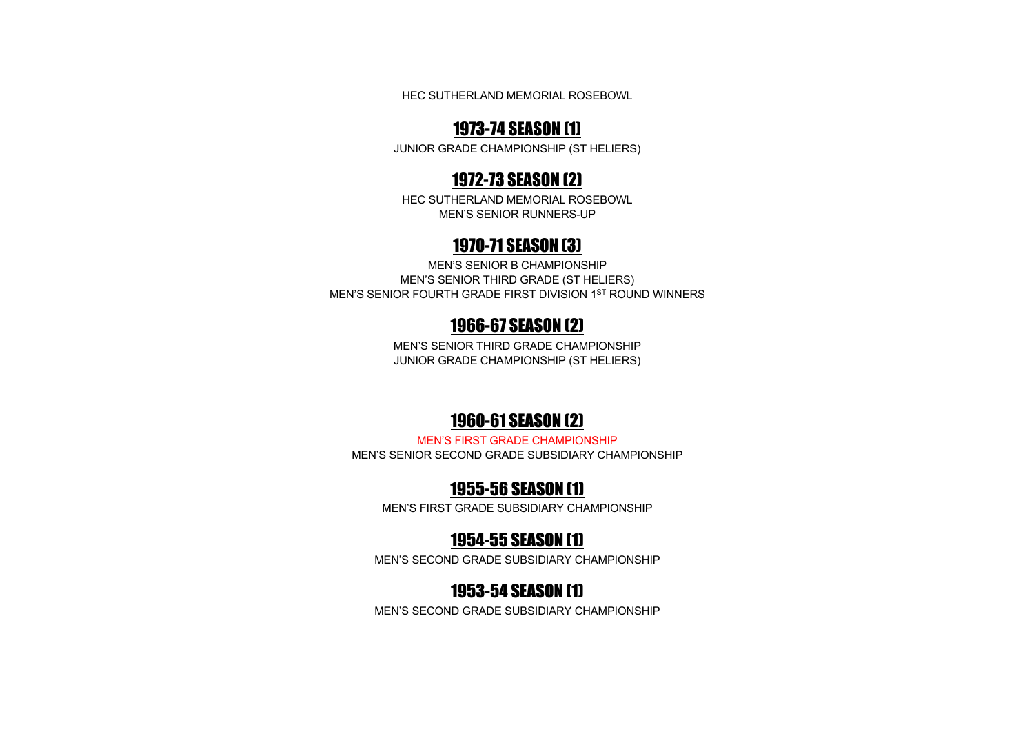HEC SUTHERLAND MEMORIAL ROSEBOWL

## 1973-74 SEASON (1)

JUNIOR GRADE CHAMPIONSHIP (ST HELIERS)

## 1972-73 SEASON (2)

HEC SUTHERLAND MEMORIAL ROSEBOWL

MEN'S SENIOR RUNNERS-UP

## 1970-71 SEASON (3)

MEN'S SENIOR B CHAMPIONSHIP

MEN'S SENIOR THIRD GRADE (ST HELIERS)

MEN'S SENIOR FOURTH GRADE FIRST DIVISION 1ST ROUND WINNERS

## 1966-67 SEASON (2)

MEN'S SENIOR THIRD GRADE CHAMPIONSHIP

JUNIOR GRADE CHAMPIONSHIP (ST HELIERS)

## 1960-61 SEASON (2)

MEN'S FIRST GRADE CHAMPIONSHIP

MEN'S SENIOR SECOND GRADE SUBSIDIARY CHAMPIONSHIP

## 1955-56 SEASON (1)

MEN'S FIRST GRADE SUBSIDIARY CHAMPIONSHIP

## 1954-55 SEASON (1)

MEN'S SECOND GRADE SUBSIDIARY CHAMPIONSHIP

## 1953-54 SEASON (1)

MEN'S SECOND GRADE SUBSIDIARY CHAMPIONSHIP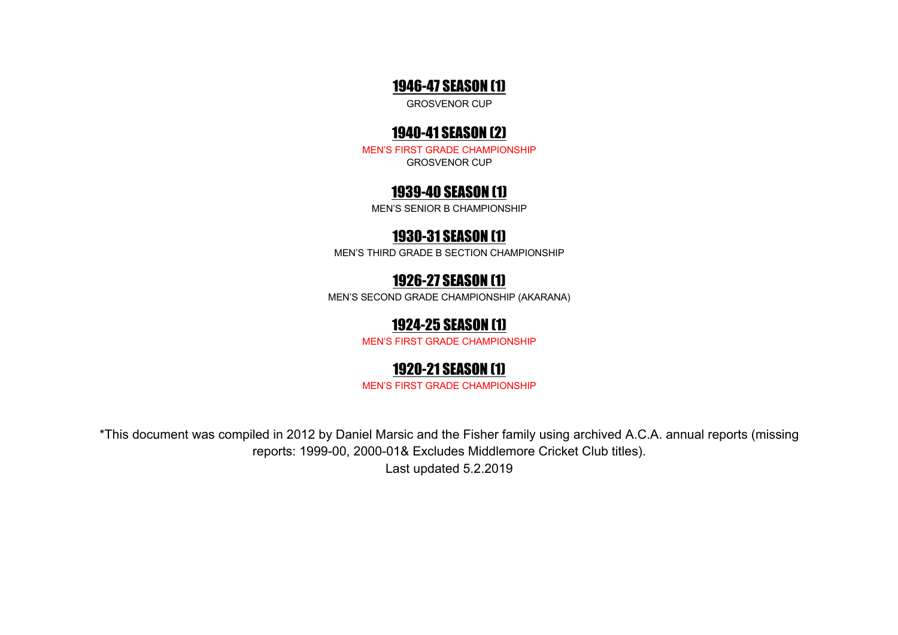## 1946-47 SEASON (1)

GROSVENOR CUP

## 1940-41 SEASON (2)

MEN'S FIRST GRADE CHAMPIONSHIP

GROSVENOR CUP

## 1939-40 SEASON (1)

MEN'S SENIOR B CHAMPIONSHIP

## 1930-31 SEASON (1)

MEN'S THIRD GRADE B SECTION CHAMPIONSHIP

## 1926-27 SEASON (1)

MEN'S SECOND GRADE CHAMPIONSHIP (AKARANA)

## 1924-25 SEASON (1)

MEN'S FIRST GRADE CHAMPIONSHIP

## 1920-21 SEASON (1)

MEN'S FIRST GRADE CHAMPIONSHIP

*This document was compiled in 2012 by Daniel Marsic and the Fisher family using archived A.C.A. annual reports (missing reports: 1999-00, 2000-01& Excludes Middlemore Cricket Club titles).

Last updated 5.2.2019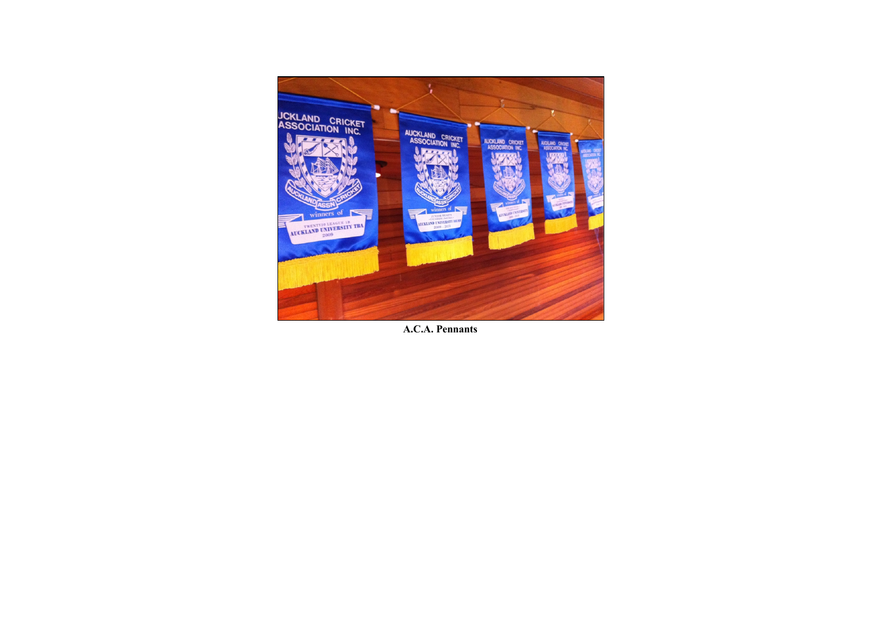A.C.A. Pennants